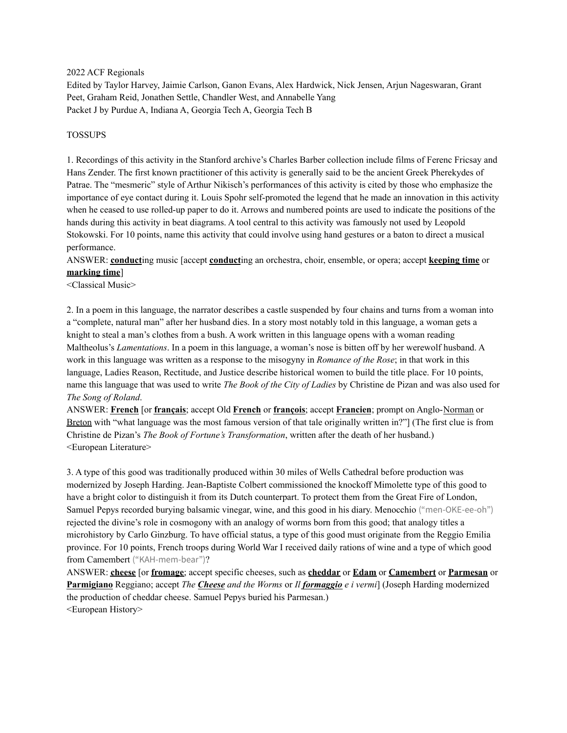2022 ACF Regionals
Edited by Taylor Harvey, Jaimie Carlson, Ganon Evans, Alex Hardwick, Nick Jensen, Arjun Nageswaran, Grant Peet, Graham Reid, Jonathen Settle, Chandler West, and Annabelle Yang
Packet J by Purdue A, Indiana A, Georgia Tech A, Georgia Tech B

TOSSUPS

1. Recordings of this activity in the Stanford archive's Charles Barber collection include films of Ferenc Fricsay and Hans Zender. The first known practitioner of this activity is generally said to be the ancient Greek Pherekydes of Patrae. The "mesmeric" style of Arthur Nikisch's performances of this activity is cited by those who emphasize the importance of eye contact during it. Louis Spohr self-promoted the legend that he made an innovation in this activity when he ceased to use rolled-up paper to do it. Arrows and numbered points are used to indicate the positions of the hands during this activity in beat diagrams. A tool central to this activity was famously not used by Leopold Stokowski. For 10 points, name this activity that could involve using hand gestures or a baton to direct a musical performance.
ANSWER: **conduct**ing music [accept **conduct**ing an orchestra, choir, ensemble, or opera; accept **keeping time** or **marking time**]
<Classical Music>

2. In a poem in this language, the narrator describes a castle suspended by four chains and turns from a woman into a "complete, natural man" after her husband dies. In a story most notably told in this language, a woman gets a knight to steal a man's clothes from a bush. A work written in this language opens with a woman reading Maltheolus's *Lamentations*. In a poem in this language, a woman's nose is bitten off by her werewolf husband. A work in this language was written as a response to the misogyny in *Romance of the Rose*; in that work in this language, Ladies Reason, Rectitude, and Justice describe historical women to build the title place. For 10 points, name this language that was used to write *The Book of the City of Ladies* by Christine de Pizan and was also used for *The Song of Roland*.
ANSWER: **French** [or **français**; accept Old **French** or **françois**; accept **Francien**; prompt on Anglo-Norman or Breton with "what language was the most famous version of that tale originally written in?"] (The first clue is from Christine de Pizan's *The Book of Fortune's Transformation*, written after the death of her husband.)
<European Literature>

3. A type of this good was traditionally produced within 30 miles of Wells Cathedral before production was modernized by Joseph Harding. Jean-Baptiste Colbert commissioned the knockoff Mimolette type of this good to have a bright color to distinguish it from its Dutch counterpart. To protect them from the Great Fire of London, Samuel Pepys recorded burying balsamic vinegar, wine, and this good in his diary. Menocchio ("men-OKE-ee-oh") rejected the divine's role in cosmogony with an analogy of worms born from this good; that analogy titles a microhistory by Carlo Ginzburg. To have official status, a type of this good must originate from the Reggio Emilia province. For 10 points, French troops during World War I received daily rations of wine and a type of which good from Camembert ("KAH-mem-bear")?
ANSWER: **cheese** [or **fromage**; accept specific cheeses, such as **cheddar** or **Edam** or **Camembert** or **Parmesan** or **Parmigiano** Reggiano; accept *The **Cheese** and the Worms* or *Il **formaggio** e i vermi*] (Joseph Harding modernized the production of cheddar cheese. Samuel Pepys buried his Parmesan.)
<European History>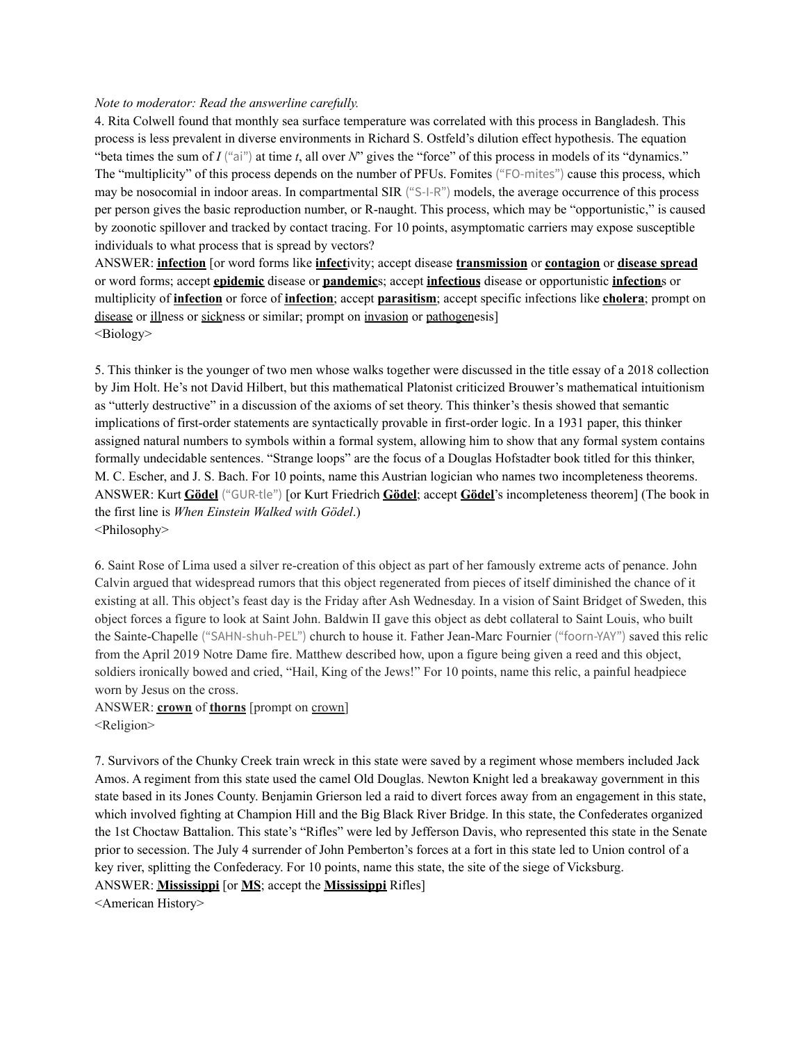*Note to moderator: Read the answerline carefully.*

4. Rita Colwell found that monthly sea surface temperature was correlated with this process in Bangladesh. This process is less prevalent in diverse environments in Richard S. Ostfeld's dilution effect hypothesis. The equation "beta times the sum of *I* ("ai") at time *t*, all over *N*" gives the "force" of this process in models of its "dynamics." The "multiplicity" of this process depends on the number of PFUs. Fomites ("FO-mites") cause this process, which may be nosocomial in indoor areas. In compartmental SIR ("S-I-R") models, the average occurrence of this process per person gives the basic reproduction number, or R-naught. This process, which may be "opportunistic," is caused by zoonotic spillover and tracked by contact tracing. For 10 points, asymptomatic carriers may expose susceptible individuals to what process that is spread by vectors?

ANSWER: **infection** [or word forms like **infect**ivity; accept disease **transmission** or **contagion** or **disease spread** or word forms; accept **epidemic** disease or **pandemic**s; accept **infectious** disease or opportunistic **infection**s or multiplicity of **infection** or force of **infection**; accept **parasitism**; accept specific infections like **cholera**; prompt on disease or illness or sickness or similar; prompt on invasion or pathogenesis]

<Biology>

5. This thinker is the younger of two men whose walks together were discussed in the title essay of a 2018 collection by Jim Holt. He's not David Hilbert, but this mathematical Platonist criticized Brouwer's mathematical intuitionism as "utterly destructive" in a discussion of the axioms of set theory. This thinker's thesis showed that semantic implications of first-order statements are syntactically provable in first-order logic. In a 1931 paper, this thinker assigned natural numbers to symbols within a formal system, allowing him to show that any formal system contains formally undecidable sentences. "Strange loops" are the focus of a Douglas Hofstadter book titled for this thinker, M. C. Escher, and J. S. Bach. For 10 points, name this Austrian logician who names two incompleteness theorems.

ANSWER: Kurt **Gödel** ("GUR-tle") [or Kurt Friedrich **Gödel**; accept **Gödel**'s incompleteness theorem] (The book in the first line is *When Einstein Walked with Gödel*.)

<Philosophy>

6. Saint Rose of Lima used a silver re-creation of this object as part of her famously extreme acts of penance. John Calvin argued that widespread rumors that this object regenerated from pieces of itself diminished the chance of it existing at all. This object's feast day is the Friday after Ash Wednesday. In a vision of Saint Bridget of Sweden, this object forces a figure to look at Saint John. Baldwin II gave this object as debt collateral to Saint Louis, who built the Sainte-Chapelle ("SAHN-shuh-PEL") church to house it. Father Jean-Marc Fournier ("foorn-YAY") saved this relic from the April 2019 Notre Dame fire. Matthew described how, upon a figure being given a reed and this object, soldiers ironically bowed and cried, "Hail, King of the Jews!" For 10 points, name this relic, a painful headpiece worn by Jesus on the cross.

ANSWER: **crown** of **thorns** [prompt on crown]

<Religion>

7. Survivors of the Chunky Creek train wreck in this state were saved by a regiment whose members included Jack Amos. A regiment from this state used the camel Old Douglas. Newton Knight led a breakaway government in this state based in its Jones County. Benjamin Grierson led a raid to divert forces away from an engagement in this state, which involved fighting at Champion Hill and the Big Black River Bridge. In this state, the Confederates organized the 1st Choctaw Battalion. This state's "Rifles" were led by Jefferson Davis, who represented this state in the Senate prior to secession. The July 4 surrender of John Pemberton's forces at a fort in this state led to Union control of a key river, splitting the Confederacy. For 10 points, name this state, the site of the siege of Vicksburg.

ANSWER: **Mississippi** [or **MS**; accept the **Mississippi** Rifles]

<American History>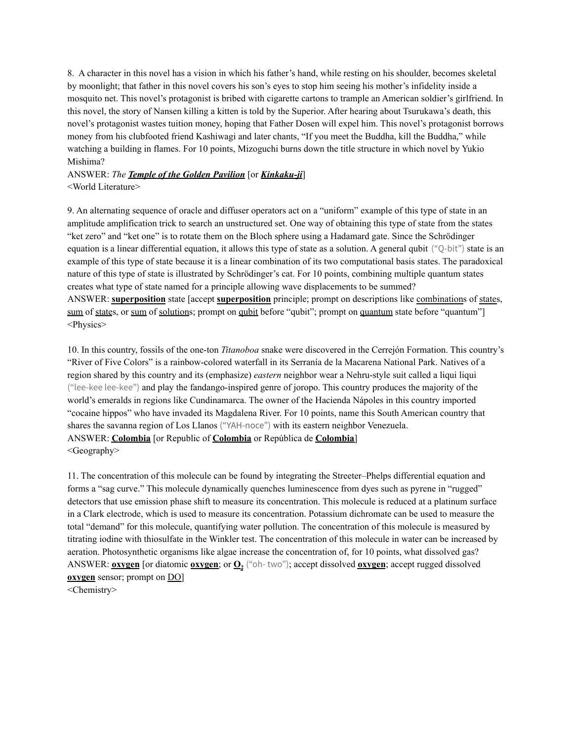8. A character in this novel has a vision in which his father's hand, while resting on his shoulder, becomes skeletal by moonlight; that father in this novel covers his son's eyes to stop him seeing his mother's infidelity inside a mosquito net. This novel's protagonist is bribed with cigarette cartons to trample an American soldier's girlfriend. In this novel, the story of Nansen killing a kitten is told by the Superior. After hearing about Tsurukawa's death, this novel's protagonist wastes tuition money, hoping that Father Dosen will expel him. This novel's protagonist borrows money from his clubfooted friend Kashiwagi and later chants, "If you meet the Buddha, kill the Buddha," while watching a building in flames. For 10 points, Mizoguchi burns down the title structure in which novel by Yukio Mishima?

ANSWER: *The* ***Temple of the Golden Pavilion*** [or ***Kinkaku-ji***]

<World Literature>

9. An alternating sequence of oracle and diffuser operators act on a "uniform" example of this type of state in an amplitude amplification trick to search an unstructured set. One way of obtaining this type of state from the states "ket zero" and "ket one" is to rotate them on the Bloch sphere using a Hadamard gate. Since the Schrödinger equation is a linear differential equation, it allows this type of state as a solution. A general qubit ("Q-bit") state is an example of this type of state because it is a linear combination of its two computational basis states. The paradoxical nature of this type of state is illustrated by Schrödinger's cat. For 10 points, combining multiple quantum states creates what type of state named for a principle allowing wave displacements to be summed?

ANSWER: **superposition** state [accept **superposition** principle; prompt on descriptions like combinations of states, sum of states, or sum of solutions; prompt on qubit before "qubit"; prompt on quantum state before "quantum"]

<Physics>

10. In this country, fossils of the one-ton *Titanoboa* snake were discovered in the Cerrejón Formation. This country's "River of Five Colors" is a rainbow-colored waterfall in its Serranía de la Macarena National Park. Natives of a region shared by this country and its (emphasize) *eastern* neighbor wear a Nehru-style suit called a liqui liqui ("lee-kee lee-kee") and play the fandango-inspired genre of joropo. This country produces the majority of the world's emeralds in regions like Cundinamarca. The owner of the Hacienda Nápoles in this country imported "cocaine hippos" who have invaded its Magdalena River. For 10 points, name this South American country that shares the savanna region of Los Llanos ("YAH-noce") with its eastern neighbor Venezuela.

ANSWER: **Colombia** [or Republic of **Colombia** or República de **Colombia**]

<Geography>

11. The concentration of this molecule can be found by integrating the Streeter–Phelps differential equation and forms a "sag curve." This molecule dynamically quenches luminescence from dyes such as pyrene in "rugged" detectors that use emission phase shift to measure its concentration. This molecule is reduced at a platinum surface in a Clark electrode, which is used to measure its concentration. Potassium dichromate can be used to measure the total "demand" for this molecule, quantifying water pollution. The concentration of this molecule is measured by titrating iodine with thiosulfate in the Winkler test. The concentration of this molecule in water can be increased by aeration. Photosynthetic organisms like algae increase the concentration of, for 10 points, what dissolved gas?

ANSWER: **oxygen** [or diatomic **oxygen**; or $O_2$ ("oh- two"); accept dissolved **oxygen**; accept rugged dissolved **oxygen** sensor; prompt on DO]

<Chemistry>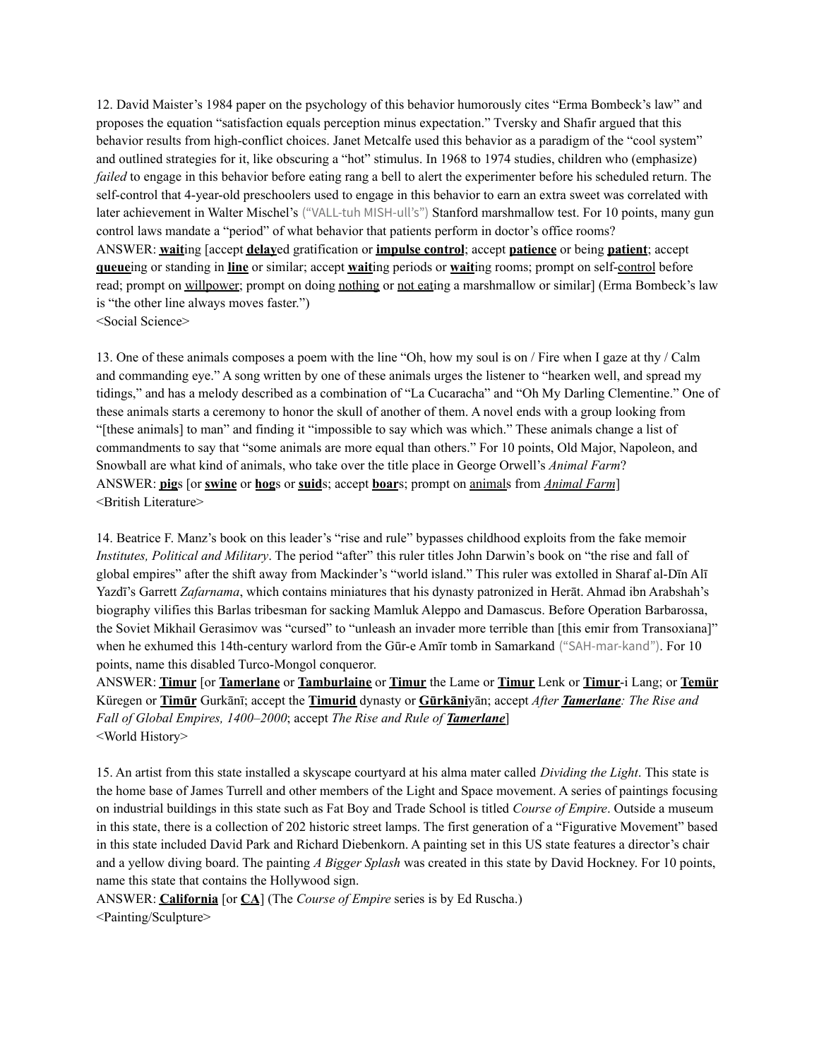12. David Maister's 1984 paper on the psychology of this behavior humorously cites "Erma Bombeck's law" and proposes the equation "satisfaction equals perception minus expectation." Tversky and Shafir argued that this behavior results from high-conflict choices. Janet Metcalfe used this behavior as a paradigm of the "cool system" and outlined strategies for it, like obscuring a "hot" stimulus. In 1968 to 1974 studies, children who (emphasize) *failed* to engage in this behavior before eating rang a bell to alert the experimenter before his scheduled return. The self-control that 4-year-old preschoolers used to engage in this behavior to earn an extra sweet was correlated with later achievement in Walter Mischel's ("VALL-tuh MISH-ull's") Stanford marshmallow test. For 10 points, many gun control laws mandate a "period" of what behavior that patients perform in doctor's office rooms?

ANSWER: **wait**ing [accept **delay**ed gratification or **impulse control**; accept **patience** or being **patient**; accept **queue**ing or standing in **line** or similar; accept **wait**ing periods or **wait**ing rooms; prompt on self-control before read; prompt on willpower; prompt on doing nothing or not eating a marshmallow or similar] (Erma Bombeck's law is "the other line always moves faster.")

<Social Science>

13. One of these animals composes a poem with the line "Oh, how my soul is on / Fire when I gaze at thy / Calm and commanding eye." A song written by one of these animals urges the listener to "hearken well, and spread my tidings," and has a melody described as a combination of "La Cucaracha" and "Oh My Darling Clementine." One of these animals starts a ceremony to honor the skull of another of them. A novel ends with a group looking from "[these animals] to man" and finding it "impossible to say which was which." These animals change a list of commandments to say that "some animals are more equal than others." For 10 points, Old Major, Napoleon, and Snowball are what kind of animals, who take over the title place in George Orwell's *Animal Farm*?

ANSWER: **pig**s [or **swine** or **hog**s or **suid**s; accept **boar**s; prompt on animals from *Animal Farm*]

<British Literature>

14. Beatrice F. Manz's book on this leader's "rise and rule" bypasses childhood exploits from the fake memoir *Institutes, Political and Military*. The period "after" this ruler titles John Darwin's book on "the rise and fall of global empires" after the shift away from Mackinder's "world island." This ruler was extolled in Sharaf al-Dīn Alī Yazdī's Garrett *Zafarnama*, which contains miniatures that his dynasty patronized in Herāt. Ahmad ibn Arabshah's biography vilifies this Barlas tribesman for sacking Mamluk Aleppo and Damascus. Before Operation Barbarossa, the Soviet Mikhail Gerasimov was "cursed" to "unleash an invader more terrible than [this emir from Transoxiana]" when he exhumed this 14th-century warlord from the Gūr-e Amīr tomb in Samarkand ("SAH-mar-kand"). For 10 points, name this disabled Turco-Mongol conqueror.

ANSWER: **Timur** [or **Tamerlane** or **Tamburlaine** or **Timur** the Lame or **Timur** Lenk or **Timur**-i Lang; or **Temür** Küregen or **Timūr** Gurkānī; accept the **Timurid** dynasty or **Gūrkāni**yān; accept *After **Tamerlane**: The Rise and Fall of Global Empires, 1400–2000*; accept *The Rise and Rule of **Tamerlane***]

<World History>

15. An artist from this state installed a skyscape courtyard at his alma mater called *Dividing the Light*. This state is the home base of James Turrell and other members of the Light and Space movement. A series of paintings focusing on industrial buildings in this state such as Fat Boy and Trade School is titled *Course of Empire*. Outside a museum in this state, there is a collection of 202 historic street lamps. The first generation of a "Figurative Movement" based in this state included David Park and Richard Diebenkorn. A painting set in this US state features a director's chair and a yellow diving board. The painting *A Bigger Splash* was created in this state by David Hockney. For 10 points, name this state that contains the Hollywood sign.

ANSWER: **California** [or **CA**] (The *Course of Empire* series is by Ed Ruscha.)

<Painting/Sculpture>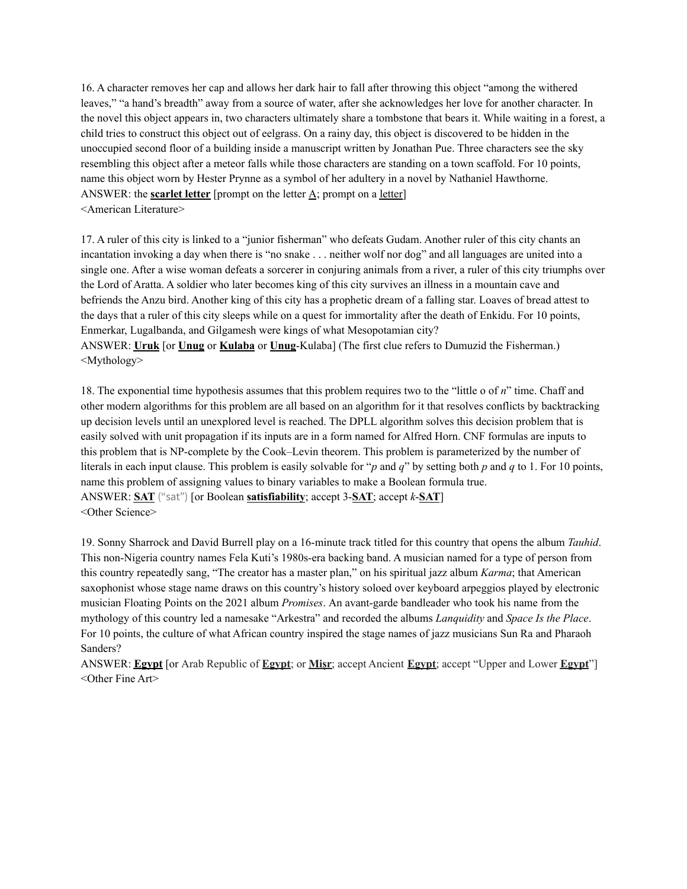16. A character removes her cap and allows her dark hair to fall after throwing this object "among the withered leaves," "a hand's breadth" away from a source of water, after she acknowledges her love for another character. In the novel this object appears in, two characters ultimately share a tombstone that bears it. While waiting in a forest, a child tries to construct this object out of eelgrass. On a rainy day, this object is discovered to be hidden in the unoccupied second floor of a building inside a manuscript written by Jonathan Pue. Three characters see the sky resembling this object after a meteor falls while those characters are standing on a town scaffold. For 10 points, name this object worn by Hester Prynne as a symbol of her adultery in a novel by Nathaniel Hawthorne.
ANSWER: the **scarlet letter** [prompt on the letter A; prompt on a letter]
<American Literature>

17. A ruler of this city is linked to a "junior fisherman" who defeats Gudam. Another ruler of this city chants an incantation invoking a day when there is "no snake . . . neither wolf nor dog" and all languages are united into a single one. After a wise woman defeats a sorcerer in conjuring animals from a river, a ruler of this city triumphs over the Lord of Aratta. A soldier who later becomes king of this city survives an illness in a mountain cave and befriends the Anzu bird. Another king of this city has a prophetic dream of a falling star. Loaves of bread attest to the days that a ruler of this city sleeps while on a quest for immortality after the death of Enkidu. For 10 points, Enmerkar, Lugalbanda, and Gilgamesh were kings of what Mesopotamian city?
ANSWER: **Uruk** [or **Unug** or **Kulaba** or **Unug**-Kulaba] (The first clue refers to Dumuzid the Fisherman.)
<Mythology>

18. The exponential time hypothesis assumes that this problem requires two to the "little o of *n*" time. Chaff and other modern algorithms for this problem are all based on an algorithm for it that resolves conflicts by backtracking up decision levels until an unexplored level is reached. The DPLL algorithm solves this decision problem that is easily solved with unit propagation if its inputs are in a form named for Alfred Horn. CNF formulas are inputs to this problem that is NP-complete by the Cook–Levin theorem. This problem is parameterized by the number of literals in each input clause. This problem is easily solvable for "*p* and *q*" by setting both *p* and *q* to 1. For 10 points, name this problem of assigning values to binary variables to make a Boolean formula true.
ANSWER: **SAT** ("sat") [or Boolean **satisfiability**; accept 3-**SAT**; accept *k*-**SAT**]
<Other Science>

19. Sonny Sharrock and David Burrell play on a 16-minute track titled for this country that opens the album *Tauhid*. This non-Nigeria country names Fela Kuti's 1980s-era backing band. A musician named for a type of person from this country repeatedly sang, "The creator has a master plan," on his spiritual jazz album *Karma*; that American saxophonist whose stage name draws on this country's history soloed over keyboard arpeggios played by electronic musician Floating Points on the 2021 album *Promises*. An avant-garde bandleader who took his name from the mythology of this country led a namesake "Arkestra" and recorded the albums *Lanquidity* and *Space Is the Place*. For 10 points, the culture of what African country inspired the stage names of jazz musicians Sun Ra and Pharaoh Sanders?
ANSWER: **Egypt** [or Arab Republic of **Egypt**; or **Miṣr**; accept Ancient **Egypt**; accept "Upper and Lower **Egypt**"]
<Other Fine Art>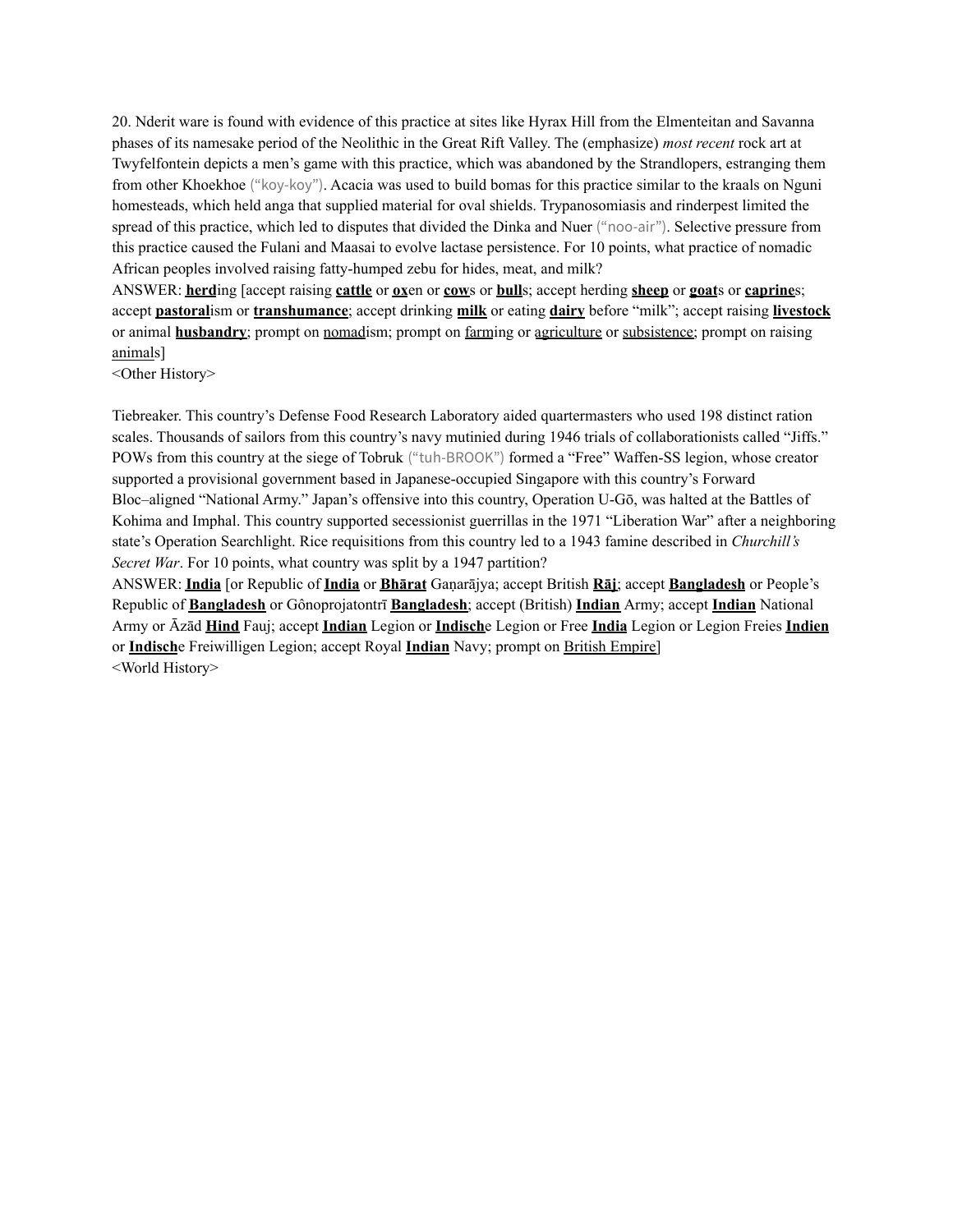20. Nderit ware is found with evidence of this practice at sites like Hyrax Hill from the Elmenteitan and Savanna phases of its namesake period of the Neolithic in the Great Rift Valley. The (emphasize) *most recent* rock art at Twyfelfontein depicts a men's game with this practice, which was abandoned by the Strandlopers, estranging them from other Khoekhoe ("koy-koy"). Acacia was used to build bomas for this practice similar to the kraals on Nguni homesteads, which held anga that supplied material for oval shields. Trypanosomiasis and rinderpest limited the spread of this practice, which led to disputes that divided the Dinka and Nuer ("noo-air"). Selective pressure from this practice caused the Fulani and Maasai to evolve lactase persistence. For 10 points, what practice of nomadic African peoples involved raising fatty-humped zebu for hides, meat, and milk?

ANSWER: **herd**ing [accept raising **cattle** or **ox**en or **cow**s or **bull**s; accept herding **sheep** or **goat**s or **caprine**s; accept **pastoral**ism or **transhumance**; accept drinking **milk** or eating **dairy** before "milk"; accept raising **livestock** or animal **husbandry**; prompt on nomadism; prompt on farming or agriculture or subsistence; prompt on raising animals]

<Other History>

Tiebreaker. This country's Defense Food Research Laboratory aided quartermasters who used 198 distinct ration scales. Thousands of sailors from this country's navy mutinied during 1946 trials of collaborationists called "Jiffs." POWs from this country at the siege of Tobruk ("tuh-BROOK") formed a "Free" Waffen-SS legion, whose creator supported a provisional government based in Japanese-occupied Singapore with this country's Forward Bloc–aligned "National Army." Japan's offensive into this country, Operation U-Gō, was halted at the Battles of Kohima and Imphal. This country supported secessionist guerrillas in the 1971 "Liberation War" after a neighboring state's Operation Searchlight. Rice requisitions from this country led to a 1943 famine described in *Churchill's Secret War*. For 10 points, what country was split by a 1947 partition?

ANSWER: **India** [or Republic of **India** or **Bhārat** Gaṇarājya; accept British **Rāj**; accept **Bangladesh** or People's Republic of **Bangladesh** or Gônoprojatontrī **Bangladesh**; accept (British) **Indian** Army; accept **Indian** National Army or Āzād **Hind** Fauj; accept **Indian** Legion or **Indisch**e Legion or Free **India** Legion or Legion Freies **Indien** or **Indisch**e Freiwilligen Legion; accept Royal **Indian** Navy; prompt on British Empire]

<World History>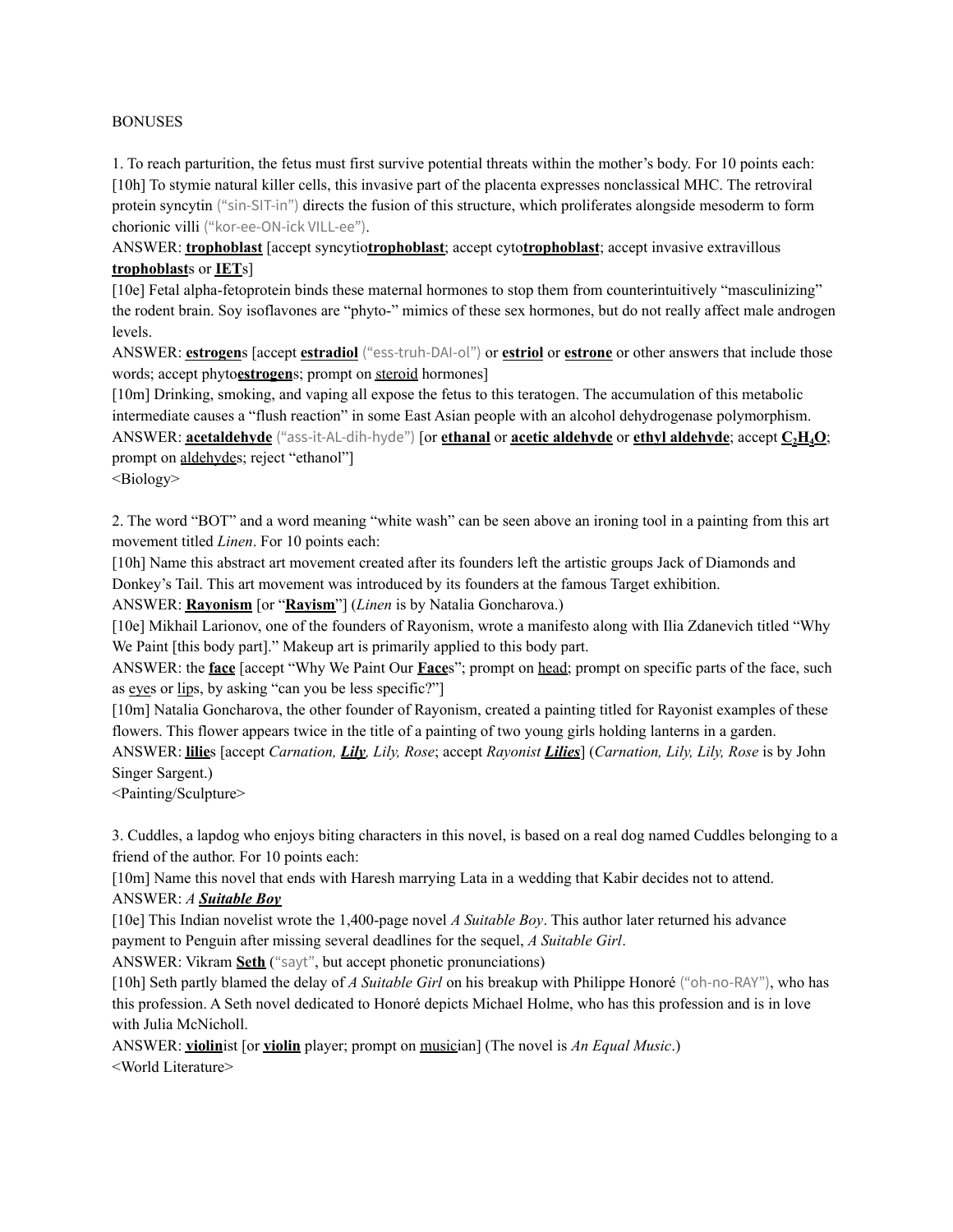BONUSES

1. To reach parturition, the fetus must first survive potential threats within the mother's body. For 10 points each:

[10h] To stymie natural killer cells, this invasive part of the placenta expresses nonclassical MHC. The retroviral protein syncytin ("sin-SIT-in") directs the fusion of this structure, which proliferates alongside mesoderm to form chorionic villi ("kor-ee-ON-ick VILL-ee").

ANSWER: **trophoblast** [accept syncytio**trophoblast**; accept cyto**trophoblast**; accept invasive extravillous **trophoblast**s or **IET**s]

[10e] Fetal alpha-fetoprotein binds these maternal hormones to stop them from counterintuitively "masculinizing" the rodent brain. Soy isoflavones are "phyto-" mimics of these sex hormones, but do not really affect male androgen levels.

ANSWER: **estrogen**s [accept **estradiol** ("ess-truh-DAI-ol") or **estriol** or **estrone** or other answers that include those words; accept phyto**estrogen**s; prompt on steroid hormones]

[10m] Drinking, smoking, and vaping all expose the fetus to this teratogen. The accumulation of this metabolic intermediate causes a "flush reaction" in some East Asian people with an alcohol dehydrogenase polymorphism.

ANSWER: **acetaldehyde** ("ass-it-AL-dih-hyde") [or **ethanal** or **acetic aldehyde** or **ethyl aldehyde**; accept $C_2H_4O$; prompt on aldehydes; reject "ethanol"]

<Biology>

2. The word "BOT" and a word meaning "white wash" can be seen above an ironing tool in a painting from this art movement titled *Linen*. For 10 points each:

[10h] Name this abstract art movement created after its founders left the artistic groups Jack of Diamonds and Donkey's Tail. This art movement was introduced by its founders at the famous Target exhibition.

ANSWER: **Rayonism** [or "**Rayism**"] (*Linen* is by Natalia Goncharova.)

[10e] Mikhail Larionov, one of the founders of Rayonism, wrote a manifesto along with Ilia Zdanevich titled "Why We Paint [this body part]." Makeup art is primarily applied to this body part.

ANSWER: the **face** [accept "Why We Paint Our **Face**s"; prompt on head; prompt on specific parts of the face, such as eyes or lips, by asking "can you be less specific?"]

[10m] Natalia Goncharova, the other founder of Rayonism, created a painting titled for Rayonist examples of these flowers. This flower appears twice in the title of a painting of two young girls holding lanterns in a garden.

ANSWER: **lilie**s [accept *Carnation, **Lily**, Lily, Rose*; accept *Rayonist **Lilies***] (*Carnation, Lily, Lily, Rose* is by John Singer Sargent.)

<Painting/Sculpture>

3. Cuddles, a lapdog who enjoys biting characters in this novel, is based on a real dog named Cuddles belonging to a friend of the author. For 10 points each:

[10m] Name this novel that ends with Haresh marrying Lata in a wedding that Kabir decides not to attend.

ANSWER: *A **Suitable Boy***

[10e] This Indian novelist wrote the 1,400-page novel *A Suitable Boy*. This author later returned his advance payment to Penguin after missing several deadlines for the sequel, *A Suitable Girl*.

ANSWER: Vikram **Seth** ("sayt", but accept phonetic pronunciations)

[10h] Seth partly blamed the delay of *A Suitable Girl* on his breakup with Philippe Honoré ("oh-no-RAY"), who has this profession. A Seth novel dedicated to Honoré depicts Michael Holme, who has this profession and is in love with Julia McNicholl.

ANSWER: **violin**ist [or **violin** player; prompt on musician] (The novel is *An Equal Music*.)

<World Literature>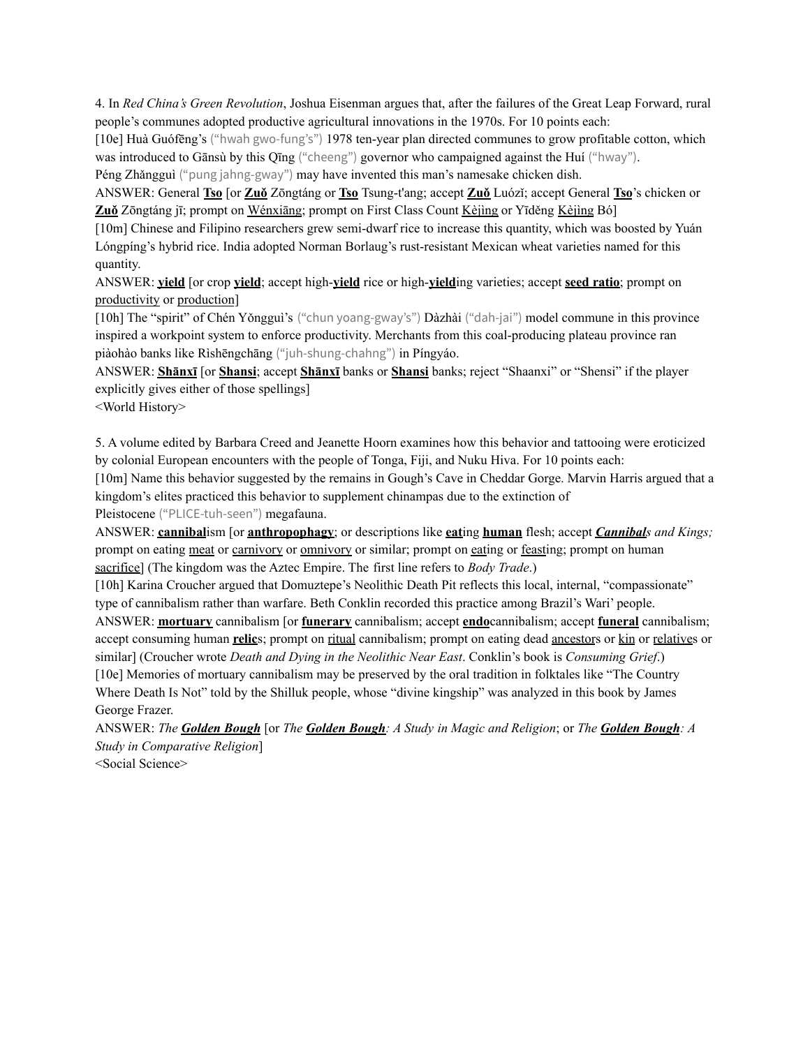4. In *Red China's Green Revolution*, Joshua Eisenman argues that, after the failures of the Great Leap Forward, rural people's communes adopted productive agricultural innovations in the 1970s. For 10 points each:

[10e] Huà Guófēng's ("hwah gwo-fung's") 1978 ten-year plan directed communes to grow profitable cotton, which was introduced to Gānsù by this Qīng ("cheeng") governor who campaigned against the Huí ("hway"). Péng Zhǎngguì ("pung jahng-gway") may have invented this man's namesake chicken dish.

ANSWER: General **Tso** [or **Zuǒ** Zōngtáng or **Tso** Tsung-t'ang; accept **Zuǒ** Luózǐ; accept General **Tso**'s chicken or **Zuǒ** Zōngtáng jī; prompt on Wénxiāng; prompt on First Class Count Kèjìng or Yīděng Kèjìng Bó]

[10m] Chinese and Filipino researchers grew semi-dwarf rice to increase this quantity, which was boosted by Yuán Lóngpíng's hybrid rice. India adopted Norman Borlaug's rust-resistant Mexican wheat varieties named for this quantity.

ANSWER: **yield** [or crop **yield**; accept high-**yield** rice or high-**yield**ing varieties; accept **seed ratio**; prompt on productivity or production]

[10h] The "spirit" of Chén Yǒngguì's ("chun yoang-gway's") Dàzhài ("dah-jai") model commune in this province inspired a workpoint system to enforce productivity. Merchants from this coal-producing plateau province ran piàohào banks like Rìshēngchāng ("juh-shung-chahng") in Píngyáo.

ANSWER: **Shānxī** [or **Shansi**; accept **Shānxī** banks or **Shansi** banks; reject "Shaanxi" or "Shensi" if the player explicitly gives either of those spellings]

<World History>

5. A volume edited by Barbara Creed and Jeanette Hoorn examines how this behavior and tattooing were eroticized by colonial European encounters with the people of Tonga, Fiji, and Nuku Hiva. For 10 points each:

[10m] Name this behavior suggested by the remains in Gough's Cave in Cheddar Gorge. Marvin Harris argued that a kingdom's elites practiced this behavior to supplement chinampas due to the extinction of Pleistocene ("PLICE-tuh-seen") megafauna.

ANSWER: **cannibal**ism [or **anthropophagy**; or descriptions like **eat**ing **human** flesh; accept ***Cannibal**s and Kings;* prompt on eating meat or carnivory or omnivory or similar; prompt on eating or feasting; prompt on human sacrifice] (The kingdom was the Aztec Empire. The first line refers to *Body Trade*.)

[10h] Karina Croucher argued that Domuztepe's Neolithic Death Pit reflects this local, internal, "compassionate" type of cannibalism rather than warfare. Beth Conklin recorded this practice among Brazil's Wari' people.

ANSWER: **mortuary** cannibalism [or **funerary** cannibalism; accept **endo**cannibalism; accept **funeral** cannibalism; accept consuming human **relic**s; prompt on ritual cannibalism; prompt on eating dead ancestors or kin or relatives or similar] (Croucher wrote *Death and Dying in the Neolithic Near East*. Conklin's book is *Consuming Grief*.)

[10e] Memories of mortuary cannibalism may be preserved by the oral tradition in folktales like "The Country Where Death Is Not" told by the Shilluk people, whose "divine kingship" was analyzed in this book by James George Frazer.

ANSWER: *The **Golden Bough*** [or *The **Golden Bough**: A Study in Magic and Religion*; or *The **Golden Bough**: A Study in Comparative Religion*]

<Social Science>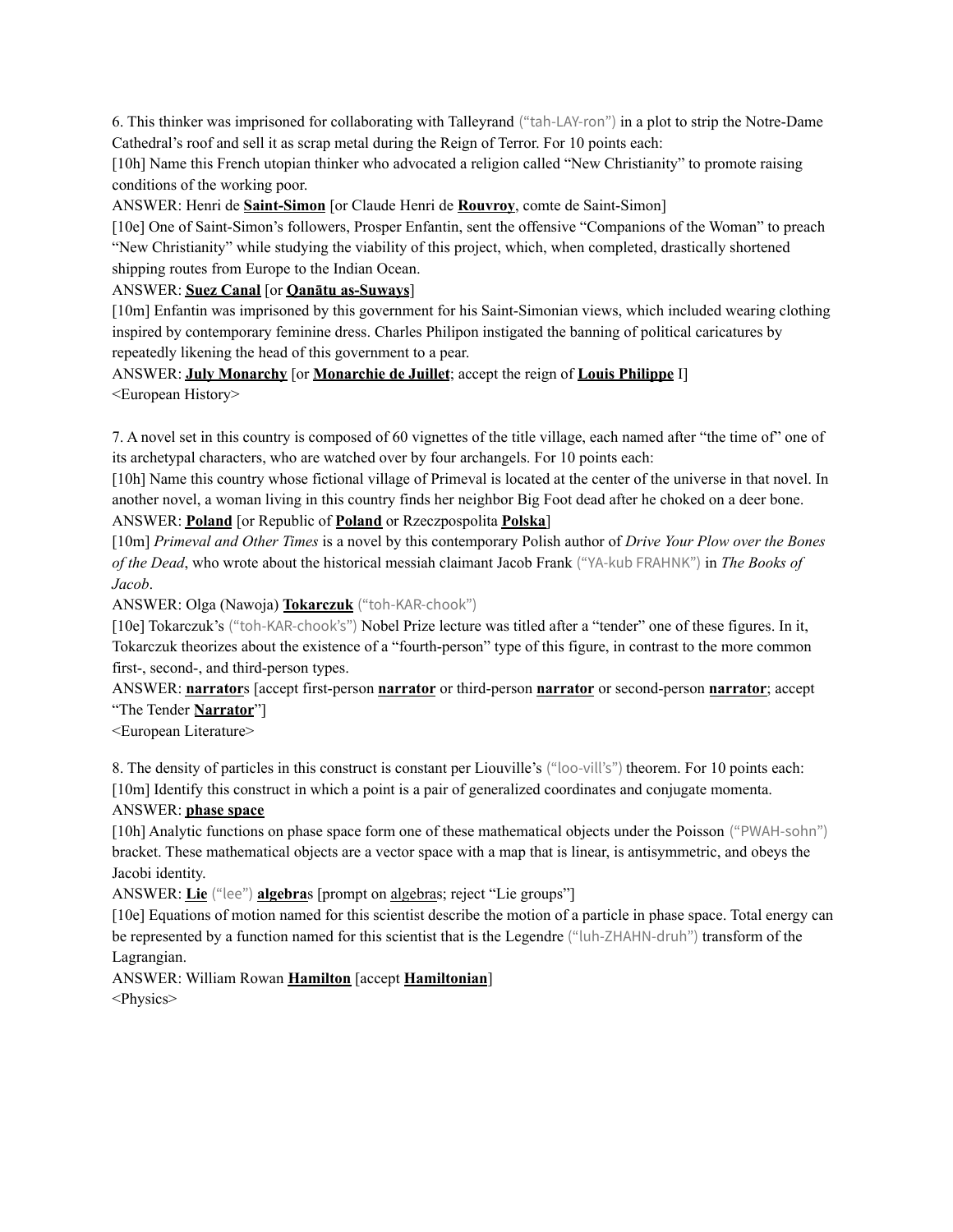6. This thinker was imprisoned for collaborating with Talleyrand ("tah-LAY-ron") in a plot to strip the Notre-Dame Cathedral's roof and sell it as scrap metal during the Reign of Terror. For 10 points each:

[10h] Name this French utopian thinker who advocated a religion called "New Christianity" to promote raising conditions of the working poor.

ANSWER: Henri de **Saint-Simon** [or Claude Henri de **Rouvroy**, comte de Saint-Simon]

[10e] One of Saint-Simon's followers, Prosper Enfantin, sent the offensive "Companions of the Woman" to preach "New Christianity" while studying the viability of this project, which, when completed, drastically shortened shipping routes from Europe to the Indian Ocean.

ANSWER: **Suez Canal** [or **Qanātu as-Suways**]

[10m] Enfantin was imprisoned by this government for his Saint-Simonian views, which included wearing clothing inspired by contemporary feminine dress. Charles Philipon instigated the banning of political caricatures by repeatedly likening the head of this government to a pear.

ANSWER: **July Monarchy** [or **Monarchie de Juillet**; accept the reign of **Louis Philippe** I]

<European History>

7. A novel set in this country is composed of 60 vignettes of the title village, each named after "the time of" one of its archetypal characters, who are watched over by four archangels. For 10 points each:

[10h] Name this country whose fictional village of Primeval is located at the center of the universe in that novel. In another novel, a woman living in this country finds her neighbor Big Foot dead after he choked on a deer bone.

ANSWER: **Poland** [or Republic of **Poland** or Rzeczpospolita **Polska**]

[10m] *Primeval and Other Times* is a novel by this contemporary Polish author of *Drive Your Plow over the Bones of the Dead*, who wrote about the historical messiah claimant Jacob Frank ("YA-kub FRAHNK") in *The Books of Jacob*.

ANSWER: Olga (Nawoja) **Tokarczuk** ("toh-KAR-chook")

[10e] Tokarczuk's ("toh-KAR-chook's") Nobel Prize lecture was titled after a "tender" one of these figures. In it, Tokarczuk theorizes about the existence of a "fourth-person" type of this figure, in contrast to the more common first-, second-, and third-person types.

ANSWER: **narrator**s [accept first-person **narrator** or third-person **narrator** or second-person **narrator**; accept "The Tender **Narrator**"]

<European Literature>

8. The density of particles in this construct is constant per Liouville's ("loo-vill's") theorem. For 10 points each:

[10m] Identify this construct in which a point is a pair of generalized coordinates and conjugate momenta.

ANSWER: **phase space**

[10h] Analytic functions on phase space form one of these mathematical objects under the Poisson ("PWAH-sohn") bracket. These mathematical objects are a vector space with a map that is linear, is antisymmetric, and obeys the Jacobi identity.

ANSWER: **Lie** ("lee") **algebra**s [prompt on algebras; reject "Lie groups"]

[10e] Equations of motion named for this scientist describe the motion of a particle in phase space. Total energy can be represented by a function named for this scientist that is the Legendre ("luh-ZHAHN-druh") transform of the Lagrangian.

ANSWER: William Rowan **Hamilton** [accept **Hamiltonian**]

<Physics>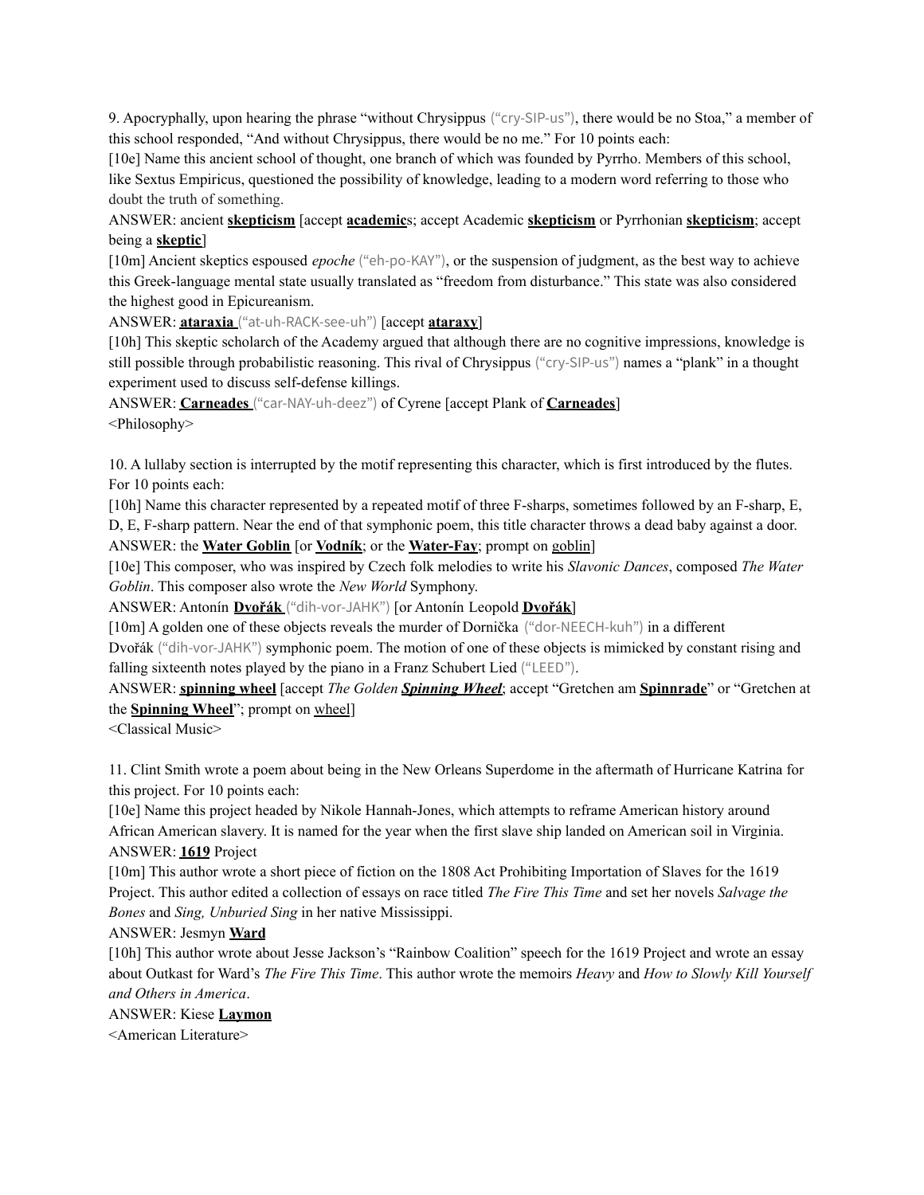9. Apocryphally, upon hearing the phrase "without Chrysippus ("cry-SIP-us"), there would be no Stoa," a member of this school responded, "And without Chrysippus, there would be no me." For 10 points each:

[10e] Name this ancient school of thought, one branch of which was founded by Pyrrho. Members of this school, like Sextus Empiricus, questioned the possibility of knowledge, leading to a modern word referring to those who doubt the truth of something.

ANSWER: ancient **skepticism** [accept **academic**s; accept Academic **skepticism** or Pyrrhonian **skepticism**; accept being a **skeptic**]

[10m] Ancient skeptics espoused *epoche* ("eh-po-KAY"), or the suspension of judgment, as the best way to achieve this Greek-language mental state usually translated as "freedom from disturbance." This state was also considered the highest good in Epicureanism.

ANSWER: **ataraxia** ("at-uh-RACK-see-uh") [accept **ataraxy**]

[10h] This skeptic scholarch of the Academy argued that although there are no cognitive impressions, knowledge is still possible through probabilistic reasoning. This rival of Chrysippus ("cry-SIP-us") names a "plank" in a thought experiment used to discuss self-defense killings.

ANSWER: **Carneades** ("car-NAY-uh-deez") of Cyrene [accept Plank of **Carneades**]

<Philosophy>

10. A lullaby section is interrupted by the motif representing this character, which is first introduced by the flutes. For 10 points each:

[10h] Name this character represented by a repeated motif of three F-sharps, sometimes followed by an F-sharp, E, D, E, F-sharp pattern. Near the end of that symphonic poem, this title character throws a dead baby against a door.

ANSWER: the **Water Goblin** [or **Vodník**; or the **Water-Fay**; prompt on goblin]

[10e] This composer, who was inspired by Czech folk melodies to write his *Slavonic Dances*, composed *The Water Goblin*. This composer also wrote the *New World* Symphony.

ANSWER: Antonín **Dvořák** ("dih-vor-JAHK") [or Antonín Leopold **Dvořák**]

[10m] A golden one of these objects reveals the murder of Dornička ("dor-NEECH-kuh") in a different Dvořák ("dih-vor-JAHK") symphonic poem. The motion of one of these objects is mimicked by constant rising and falling sixteenth notes played by the piano in a Franz Schubert Lied ("LEED").

ANSWER: **spinning wheel** [accept *The Golden **Spinning Wheel***; accept "Gretchen am **Spinnrade**" or "Gretchen at the **Spinning Wheel**"; prompt on wheel]

<Classical Music>

11. Clint Smith wrote a poem about being in the New Orleans Superdome in the aftermath of Hurricane Katrina for this project. For 10 points each:

[10e] Name this project headed by Nikole Hannah-Jones, which attempts to reframe American history around African American slavery. It is named for the year when the first slave ship landed on American soil in Virginia.

ANSWER: **1619** Project

[10m] This author wrote a short piece of fiction on the 1808 Act Prohibiting Importation of Slaves for the 1619 Project. This author edited a collection of essays on race titled *The Fire This Time* and set her novels *Salvage the Bones* and *Sing, Unburied Sing* in her native Mississippi.

ANSWER: Jesmyn **Ward**

[10h] This author wrote about Jesse Jackson's "Rainbow Coalition" speech for the 1619 Project and wrote an essay about Outkast for Ward's *The Fire This Time*. This author wrote the memoirs *Heavy* and *How to Slowly Kill Yourself and Others in America*.

ANSWER: Kiese **Laymon**

<American Literature>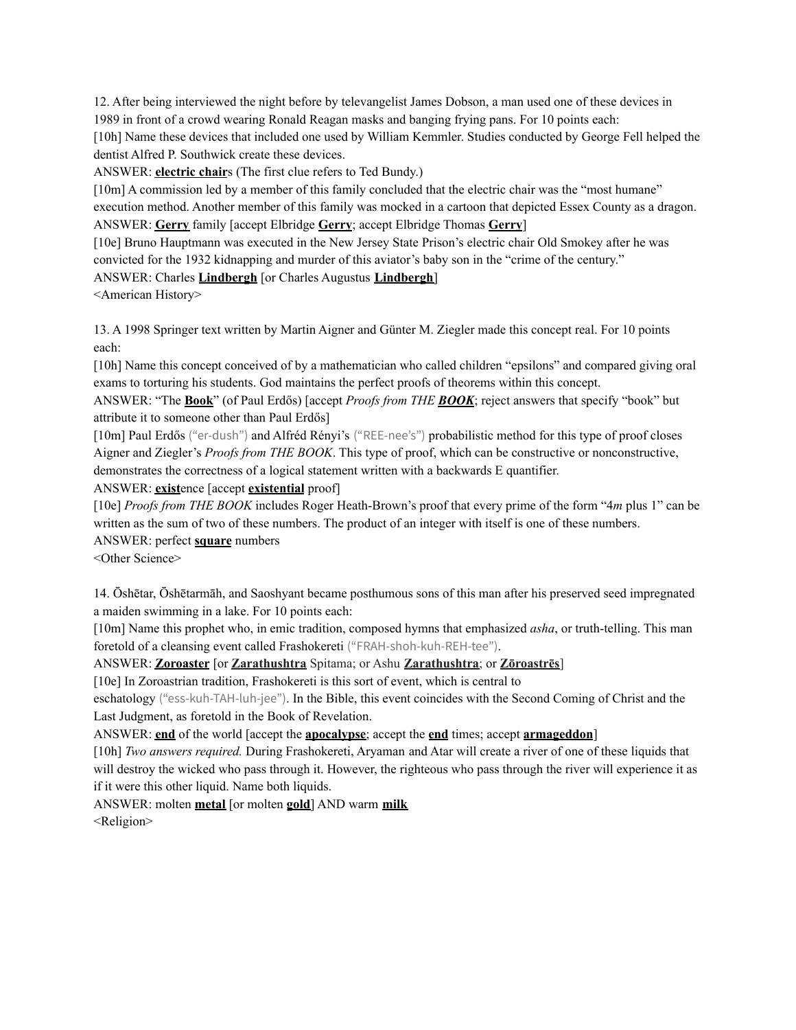12. After being interviewed the night before by televangelist James Dobson, a man used one of these devices in 1989 in front of a crowd wearing Ronald Reagan masks and banging frying pans. For 10 points each:

[10h] Name these devices that included one used by William Kemmler. Studies conducted by George Fell helped the dentist Alfred P. Southwick create these devices.

ANSWER: **electric chair**s (The first clue refers to Ted Bundy.)

[10m] A commission led by a member of this family concluded that the electric chair was the "most humane" execution method. Another member of this family was mocked in a cartoon that depicted Essex County as a dragon.

ANSWER: **Gerry** family [accept Elbridge **Gerry**; accept Elbridge Thomas **Gerry**]

[10e] Bruno Hauptmann was executed in the New Jersey State Prison's electric chair Old Smokey after he was convicted for the 1932 kidnapping and murder of this aviator's baby son in the "crime of the century."

ANSWER: Charles **Lindbergh** [or Charles Augustus **Lindbergh**]

<American History>

13. A 1998 Springer text written by Martin Aigner and Günter M. Ziegler made this concept real. For 10 points each:

[10h] Name this concept conceived of by a mathematician who called children "epsilons" and compared giving oral exams to torturing his students. God maintains the perfect proofs of theorems within this concept.

ANSWER: "The **Book**" (of Paul Erdős) [accept *Proofs from THE **BOOK***; reject answers that specify "book" but attribute it to someone other than Paul Erdős]

[10m] Paul Erdős ("er-dush") and Alfréd Rényi's ("REE-nee's") probabilistic method for this type of proof closes Aigner and Ziegler's *Proofs from THE BOOK*. This type of proof, which can be constructive or nonconstructive, demonstrates the correctness of a logical statement written with a backwards E quantifier.

ANSWER: **exist**ence [accept **existential** proof]

[10e] *Proofs from THE BOOK* includes Roger Heath-Brown's proof that every prime of the form "4*m* plus 1" can be written as the sum of two of these numbers. The product of an integer with itself is one of these numbers.

ANSWER: perfect **square** numbers

<Other Science>

14. Ōshētar, Ōshētarmāh, and Saoshyant became posthumous sons of this man after his preserved seed impregnated a maiden swimming in a lake. For 10 points each:

[10m] Name this prophet who, in emic tradition, composed hymns that emphasized *asha*, or truth-telling. This man foretold of a cleansing event called Frashokereti ("FRAH-shoh-kuh-REH-tee").

ANSWER: **Zoroaster** [or **Zarathushtra** Spitama; or Ashu **Zarathushtra**; or **Zōroastrēs**]

[10e] In Zoroastrian tradition, Frashokereti is this sort of event, which is central to eschatology ("ess-kuh-TAH-luh-jee"). In the Bible, this event coincides with the Second Coming of Christ and the Last Judgment, as foretold in the Book of Revelation.

ANSWER: **end** of the world [accept the **apocalypse**; accept the **end** times; accept **armageddon**]

[10h] *Two answers required.* During Frashokereti, Aryaman and Atar will create a river of one of these liquids that will destroy the wicked who pass through it. However, the righteous who pass through the river will experience it as if it were this other liquid. Name both liquids.

ANSWER: molten **metal** [or molten **gold**] AND warm **milk**

<Religion>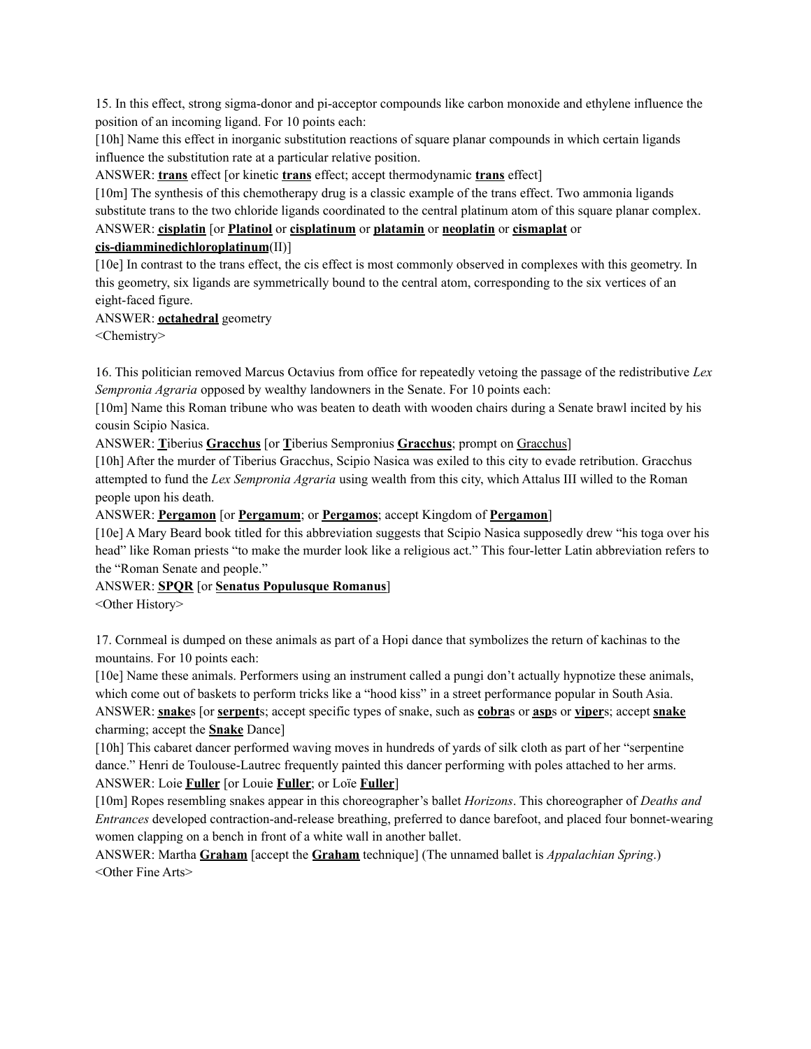15. In this effect, strong sigma-donor and pi-acceptor compounds like carbon monoxide and ethylene influence the position of an incoming ligand. For 10 points each:

[10h] Name this effect in inorganic substitution reactions of square planar compounds in which certain ligands influence the substitution rate at a particular relative position.

ANSWER: **trans** effect [or kinetic **trans** effect; accept thermodynamic **trans** effect]

[10m] The synthesis of this chemotherapy drug is a classic example of the trans effect. Two ammonia ligands substitute trans to the two chloride ligands coordinated to the central platinum atom of this square planar complex.

ANSWER: **cisplatin** [or **Platinol** or **cisplatinum** or **platamin** or **neoplatin** or **cismaplat** or **cis-diamminedichloroplatinum**(II)]

[10e] In contrast to the trans effect, the cis effect is most commonly observed in complexes with this geometry. In this geometry, six ligands are symmetrically bound to the central atom, corresponding to the six vertices of an eight-faced figure.

ANSWER: **octahedral** geometry

<Chemistry>

16. This politician removed Marcus Octavius from office for repeatedly vetoing the passage of the redistributive *Lex Sempronia Agraria* opposed by wealthy landowners in the Senate. For 10 points each:

[10m] Name this Roman tribune who was beaten to death with wooden chairs during a Senate brawl incited by his cousin Scipio Nasica.

ANSWER: **T**iberius **Gracchus** [or **T**iberius Sempronius **Gracchus**; prompt on Gracchus]

[10h] After the murder of Tiberius Gracchus, Scipio Nasica was exiled to this city to evade retribution. Gracchus attempted to fund the *Lex Sempronia Agraria* using wealth from this city, which Attalus III willed to the Roman people upon his death.

ANSWER: **Pergamon** [or **Pergamum**; or **Pergamos**; accept Kingdom of **Pergamon**]

[10e] A Mary Beard book titled for this abbreviation suggests that Scipio Nasica supposedly drew "his toga over his head" like Roman priests "to make the murder look like a religious act." This four-letter Latin abbreviation refers to the "Roman Senate and people."

ANSWER: **SPQR** [or **Senatus Populusque Romanus**]

<Other History>

17. Cornmeal is dumped on these animals as part of a Hopi dance that symbolizes the return of kachinas to the mountains. For 10 points each:

[10e] Name these animals. Performers using an instrument called a pungi don't actually hypnotize these animals, which come out of baskets to perform tricks like a "hood kiss" in a street performance popular in South Asia.

ANSWER: **snake**s [or **serpent**s; accept specific types of snake, such as **cobra**s or **asp**s or **viper**s; accept **snake** charming; accept the **Snake** Dance]

[10h] This cabaret dancer performed waving moves in hundreds of yards of silk cloth as part of her "serpentine dance." Henri de Toulouse-Lautrec frequently painted this dancer performing with poles attached to her arms.

ANSWER: Loie **Fuller** [or Louie **Fuller**; or Loïe **Fuller**]

[10m] Ropes resembling snakes appear in this choreographer's ballet *Horizons*. This choreographer of *Deaths and Entrances* developed contraction-and-release breathing, preferred to dance barefoot, and placed four bonnet-wearing women clapping on a bench in front of a white wall in another ballet.

ANSWER: Martha **Graham** [accept the **Graham** technique] (The unnamed ballet is *Appalachian Spring*.)

<Other Fine Arts>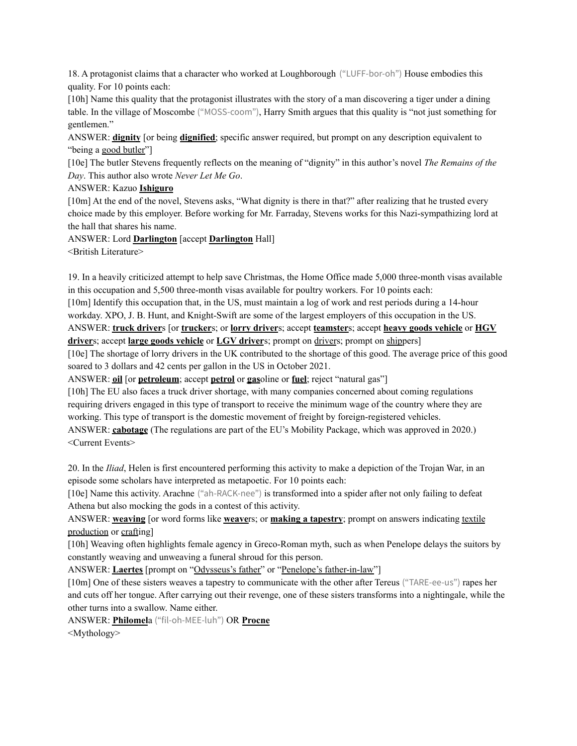18. A protagonist claims that a character who worked at Loughborough ("LUFF-bor-oh") House embodies this quality. For 10 points each:

[10h] Name this quality that the protagonist illustrates with the story of a man discovering a tiger under a dining table. In the village of Moscombe ("MOSS-coom"), Harry Smith argues that this quality is "not just something for gentlemen."

ANSWER: **dignity** [or being **dignified**; specific answer required, but prompt on any description equivalent to "being a good butler"]

[10e] The butler Stevens frequently reflects on the meaning of "dignity" in this author's novel *The Remains of the Day*. This author also wrote *Never Let Me Go*.

ANSWER: Kazuo **Ishiguro**

[10m] At the end of the novel, Stevens asks, "What dignity is there in that?" after realizing that he trusted every choice made by this employer. Before working for Mr. Farraday, Stevens works for this Nazi-sympathizing lord at the hall that shares his name.

ANSWER: Lord **Darlington** [accept **Darlington** Hall]

<British Literature>

19. In a heavily criticized attempt to help save Christmas, the Home Office made 5,000 three-month visas available in this occupation and 5,500 three-month visas available for poultry workers. For 10 points each:

[10m] Identify this occupation that, in the US, must maintain a log of work and rest periods during a 14-hour workday. XPO, J. B. Hunt, and Knight-Swift are some of the largest employers of this occupation in the US.

ANSWER: **truck driver**s [or **trucker**s; or **lorry driver**s; accept **teamster**s; accept **heavy goods vehicle** or **HGV driver**s; accept **large goods vehicle** or **LGV driver**s; prompt on drivers; prompt on shippers]

[10e] The shortage of lorry drivers in the UK contributed to the shortage of this good. The average price of this good soared to 3 dollars and 42 cents per gallon in the US in October 2021.

ANSWER: **oil** [or **petroleum**; accept **petrol** or **gas**oline or **fuel**; reject "natural gas"]

[10h] The EU also faces a truck driver shortage, with many companies concerned about coming regulations requiring drivers engaged in this type of transport to receive the minimum wage of the country where they are working. This type of transport is the domestic movement of freight by foreign-registered vehicles.

ANSWER: **cabotage** (The regulations are part of the EU's Mobility Package, which was approved in 2020.)

<Current Events>

20. In the *Iliad*, Helen is first encountered performing this activity to make a depiction of the Trojan War, in an episode some scholars have interpreted as metapoetic. For 10 points each:

[10e] Name this activity. Arachne ("ah-RACK-nee") is transformed into a spider after not only failing to defeat Athena but also mocking the gods in a contest of this activity.

ANSWER: **weaving** [or word forms like **weave**rs; or **making a tapestry**; prompt on answers indicating textile production or crafting]

[10h] Weaving often highlights female agency in Greco-Roman myth, such as when Penelope delays the suitors by constantly weaving and unweaving a funeral shroud for this person.

ANSWER: **Laertes** [prompt on "Odysseus's father" or "Penelope's father-in-law"]

[10m] One of these sisters weaves a tapestry to communicate with the other after Tereus ("TARE-ee-us") rapes her and cuts off her tongue. After carrying out their revenge, one of these sisters transforms into a nightingale, while the other turns into a swallow. Name either.

ANSWER: **Philomel**a ("fil-oh-MEE-luh") OR **Procne**

<Mythology>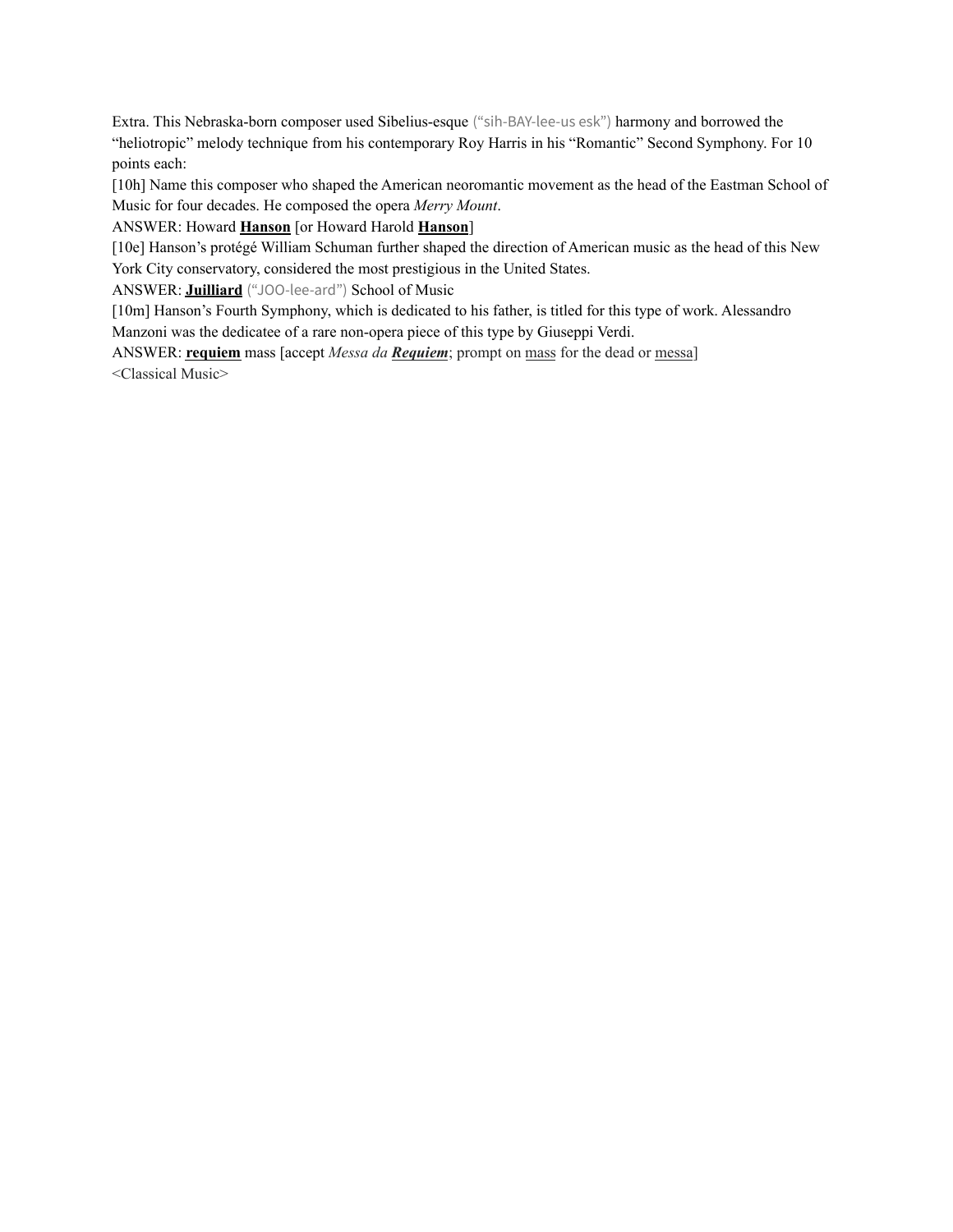Extra. This Nebraska-born composer used Sibelius-esque (“sih-BAY-lee-us esk”) harmony and borrowed the “heliotropic” melody technique from his contemporary Roy Harris in his “Romantic” Second Symphony. For 10 points each:

[10h] Name this composer who shaped the American neoromantic movement as the head of the Eastman School of Music for four decades. He composed the opera *Merry Mount*.

ANSWER: Howard **Hanson** [or Howard Harold **Hanson**]

[10e] Hanson’s protégé William Schuman further shaped the direction of American music as the head of this New York City conservatory, considered the most prestigious in the United States.

ANSWER: **Juilliard** (“JOO-lee-ard”) School of Music

[10m] Hanson’s Fourth Symphony, which is dedicated to his father, is titled for this type of work. Alessandro Manzoni was the dedicatee of a rare non-opera piece of this type by Giuseppi Verdi.

ANSWER: **requiem** mass [accept *Messa da* ***Requiem***; prompt on mass for the dead or messa]

<Classical Music>